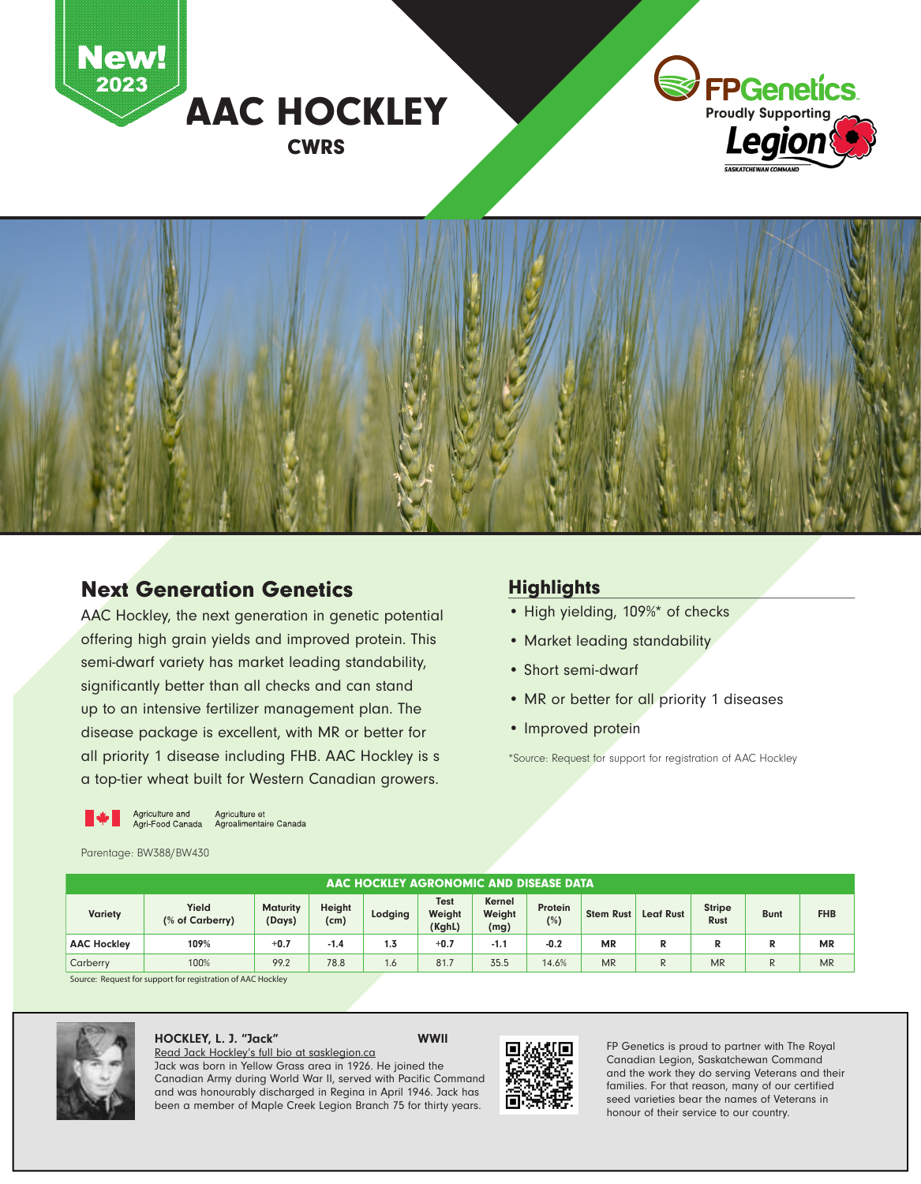New! 2023

# AAC HOCKLEY

**CWRS**

FPGenetics. Proudly Supporting Legion SASKATCHEWAN COMMAND

## Next Generation Genetics

AAC Hockley, the next generation in genetic potential offering high grain yields and improved protein. This semi-dwarf variety has market leading standability, significantly better than all checks and can stand up to an intensive fertilizer management plan. The disease package is excellent, with MR or better for all priority 1 disease including FHB. AAC Hockley is s a top-tier wheat built for Western Canadian growers.

## Highlights

- High yielding, 109%* of checks
- Market leading standability
- Short semi-dwarf
- MR or better for all priority 1 diseases
- Improved protein

*Source: Request for support for registration of AAC Hockley

Agriculture and Agri-Food Canada / Agriculture et Agroalimentaire Canada

Parentage: BW388/BW430

**AAC HOCKLEY AGRONOMIC AND DISEASE DATA**

| Variety | Yield (% of Carberry) | Maturity (Days) | Height (cm) | Lodging | Test Weight (KghL) | Kernel Weight (mg) | Protein (%) | Stem Rust | Leaf Rust | Stripe Rust | Bunt | FHB |
|---|---|---|---|---|---|---|---|---|---|---|---|---|
| **AAC Hockley** | **109%** | **+0.7** | **-1.4** | **1.3** | **+0.7** | **-1.1** | **-0.2** | **MR** | **R** | **R** | **R** | **MR** |
| Carberry | 100% | 99.2 | 78.8 | 1.6 | 81.7 | 35.5 | 14.6% | MR | R | MR | R | MR |

Source: Request for support for registration of AAC Hockley

**HOCKLEY, L. J. "Jack"** **WWII**

Read Jack Hockley's full bio at sasklegion.ca

Jack was born in Yellow Grass area in 1926. He joined the Canadian Army during World War II, served with Pacific Command and was honourably discharged in Regina in April 1946. Jack has been a member of Maple Creek Legion Branch 75 for thirty years.

FP Genetics is proud to partner with The Royal Canadian Legion, Saskatchewan Command and the work they do serving Veterans and their families. For that reason, many of our certified seed varieties bear the names of Veterans in honour of their service to our country.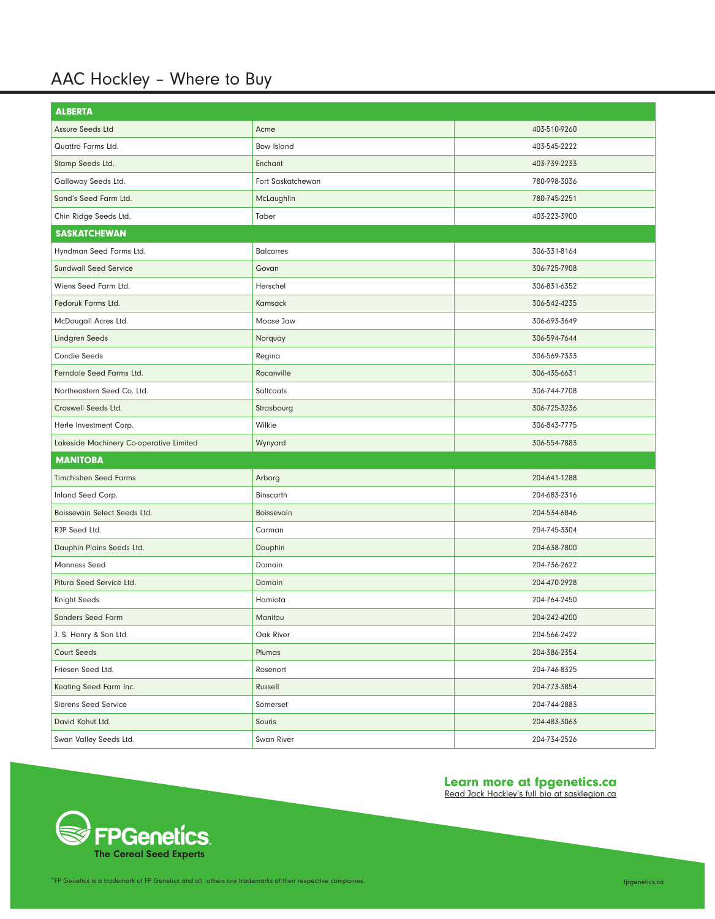# AAC Hockley – Where to Buy

| | | |
|---|---|---|
| **ALBERTA** | | |
| Assure Seeds Ltd | Acme | 403-510-9260 |
| Quattro Farms Ltd. | Bow Island | 403-545-2222 |
| Stamp Seeds Ltd. | Enchant | 403-739-2233 |
| Galloway Seeds Ltd. | Fort Saskatchewan | 780-998-3036 |
| Sand's Seed Farm Ltd. | McLaughlin | 780-745-2251 |
| Chin Ridge Seeds Ltd. | Taber | 403-223-3900 |
| **SASKATCHEWAN** | | |
| Hyndman Seed Farms Ltd. | Balcarres | 306-331-8164 |
| Sundwall Seed Service | Govan | 306-725-7908 |
| Wiens Seed Farm Ltd. | Herschel | 306-831-6352 |
| Fedoruk Farms Ltd. | Kamsack | 306-542-4235 |
| McDougall Acres Ltd. | Moose Jaw | 306-693-3649 |
| Lindgren Seeds | Norquay | 306-594-7644 |
| Condie Seeds | Regina | 306-569-7333 |
| Ferndale Seed Farms Ltd. | Rocanville | 306-435-6631 |
| Northeastern Seed Co. Ltd. | Saltcoats | 306-744-7708 |
| Craswell Seeds Ltd. | Strasbourg | 306-725-3236 |
| Herle Investment Corp. | Wilkie | 306-843-7775 |
| Lakeside Machinery Co-operative Limited | Wynyard | 306-554-7883 |
| **MANITOBA** | | |
| Timchishen Seed Farms | Arborg | 204-641-1288 |
| Inland Seed Corp. | Binscarth | 204-683-2316 |
| Boissevain Select Seeds Ltd. | Boissevain | 204-534-6846 |
| RJP Seed Ltd. | Carman | 204-745-3304 |
| Dauphin Plains Seeds Ltd. | Dauphin | 204-638-7800 |
| Manness Seed | Domain | 204-736-2622 |
| Pitura Seed Service Ltd. | Domain | 204-470-2928 |
| Knight Seeds | Hamiota | 204-764-2450 |
| Sanders Seed Farm | Manitou | 204-242-4200 |
| J. S. Henry & Son Ltd. | Oak River | 204-566-2422 |
| Court Seeds | Plumas | 204-386-2354 |
| Friesen Seed Ltd. | Rosenort | 204-746-8325 |
| Keating Seed Farm Inc. | Russell | 204-773-3854 |
| Sierens Seed Service | Somerset | 204-744-2883 |
| David Kohut Ltd. | Souris | 204-483-3063 |
| Swan Valley Seeds Ltd. | Swan River | 204-734-2526 |

**Learn more at fpgenetics.ca**

Read Jack Hockley's full bio at sasklegion.ca

FPGenetics
The Cereal Seed Experts

™FP Genetics is a trademark of FP Genetics and all others are trademarks of their respective companies.

fpgenetics.ca